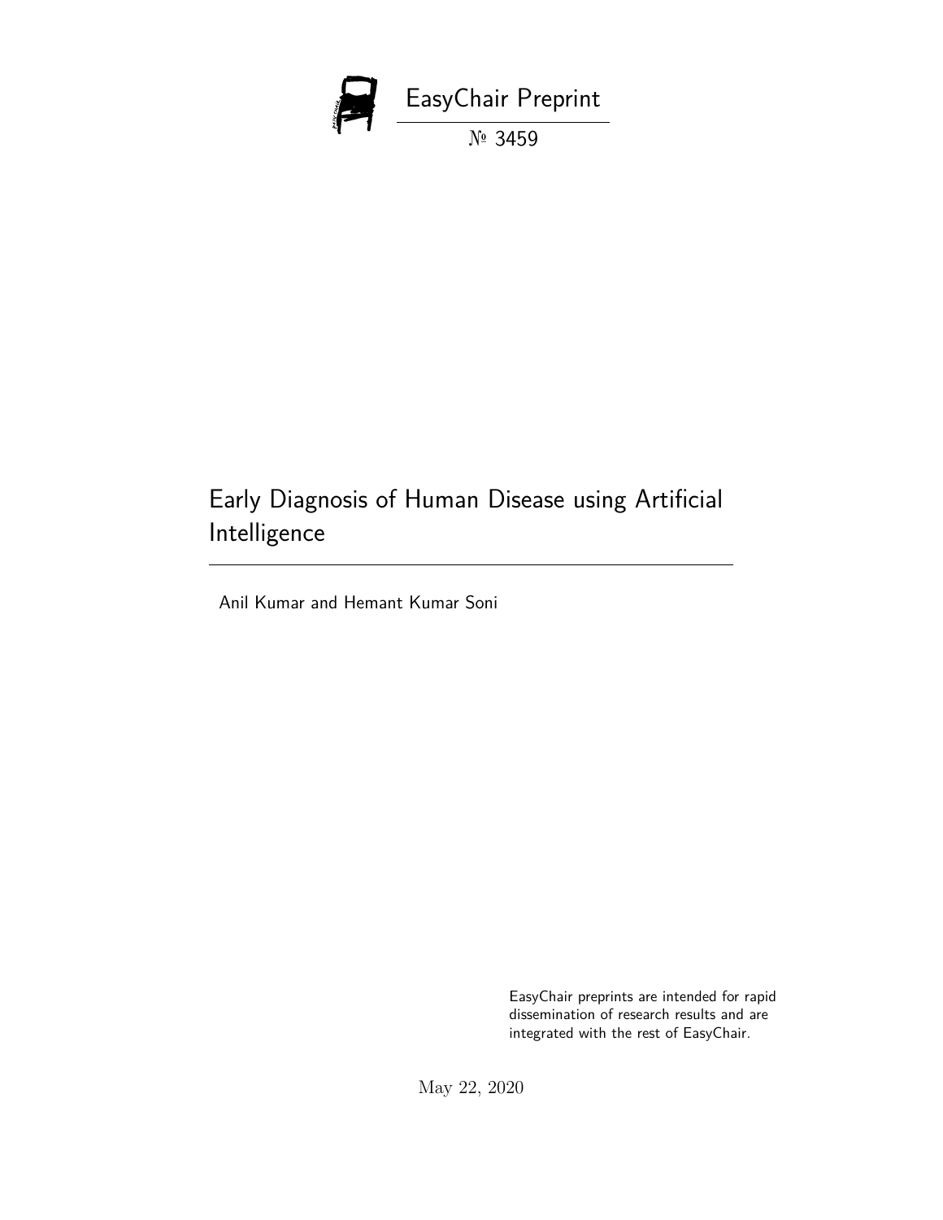EasyChair Preprint

№ 3459

# Early Diagnosis of Human Disease using Artificial Intelligence

Anil Kumar and Hemant Kumar Soni

EasyChair preprints are intended for rapid dissemination of research results and are integrated with the rest of EasyChair.

May 22, 2020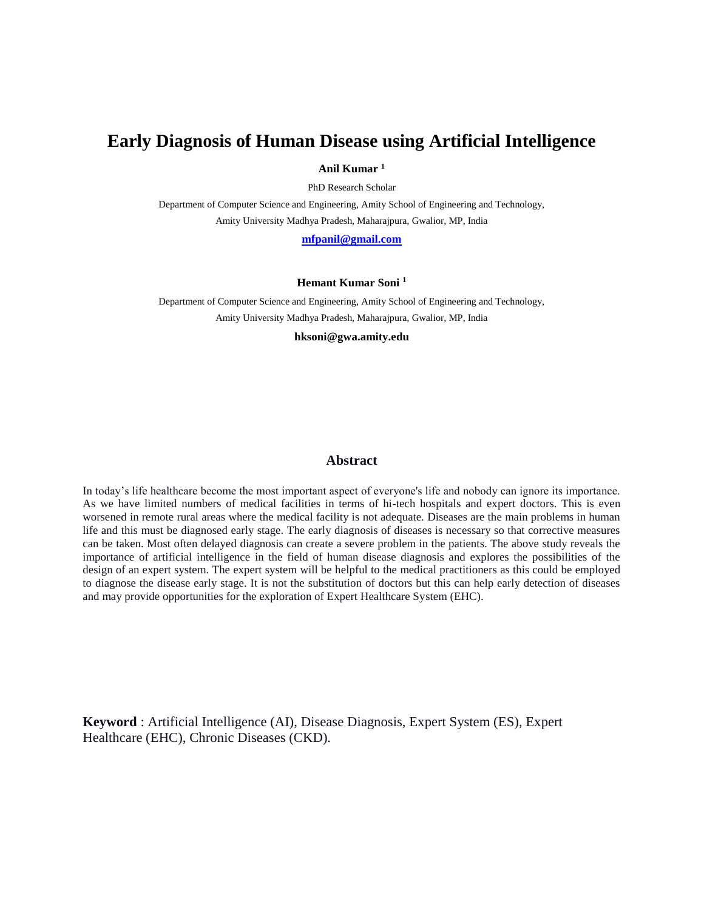# Early Diagnosis of Human Disease using Artificial Intelligence

**Anil Kumar [1]**

PhD Research Scholar

Department of Computer Science and Engineering, Amity School of Engineering and Technology,
Amity University Madhya Pradesh, Maharajpura, Gwalior, MP, India

**mfpanil@gmail.com**

**Hemant Kumar Soni [1]**

Department of Computer Science and Engineering, Amity School of Engineering and Technology,
Amity University Madhya Pradesh, Maharajpura, Gwalior, MP, India

**hksoni@gwa.amity.edu**

## Abstract

In today's life healthcare become the most important aspect of everyone's life and nobody can ignore its importance. As we have limited numbers of medical facilities in terms of hi-tech hospitals and expert doctors. This is even worsened in remote rural areas where the medical facility is not adequate. Diseases are the main problems in human life and this must be diagnosed early stage. The early diagnosis of diseases is necessary so that corrective measures can be taken. Most often delayed diagnosis can create a severe problem in the patients. The above study reveals the importance of artificial intelligence in the field of human disease diagnosis and explores the possibilities of the design of an expert system. The expert system will be helpful to the medical practitioners as this could be employed to diagnose the disease early stage. It is not the substitution of doctors but this can help early detection of diseases and may provide opportunities for the exploration of Expert Healthcare System (EHC).

**Keyword** : Artificial Intelligence (AI), Disease Diagnosis, Expert System (ES), Expert Healthcare (EHC), Chronic Diseases (CKD).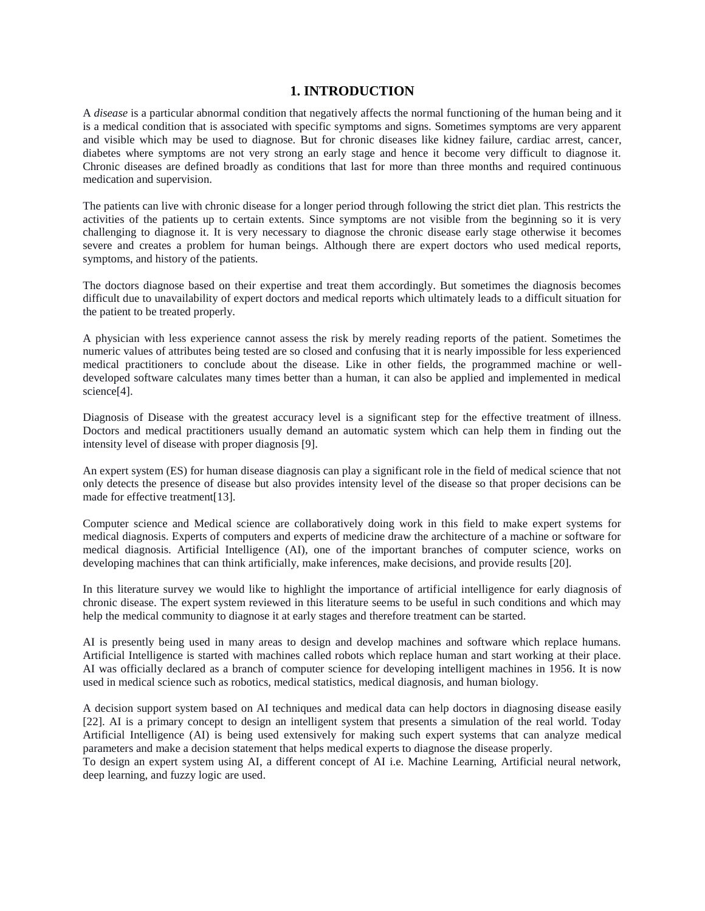# 1. INTRODUCTION

A *disease* is a particular abnormal condition that negatively affects the normal functioning of the human being and it is a medical condition that is associated with specific symptoms and signs. Sometimes symptoms are very apparent and visible which may be used to diagnose. But for chronic diseases like kidney failure, cardiac arrest, cancer, diabetes where symptoms are not very strong an early stage and hence it become very difficult to diagnose it. Chronic diseases are defined broadly as conditions that last for more than three months and required continuous medication and supervision.

The patients can live with chronic disease for a longer period through following the strict diet plan. This restricts the activities of the patients up to certain extents. Since symptoms are not visible from the beginning so it is very challenging to diagnose it. It is very necessary to diagnose the chronic disease early stage otherwise it becomes severe and creates a problem for human beings. Although there are expert doctors who used medical reports, symptoms, and history of the patients.

The doctors diagnose based on their expertise and treat them accordingly. But sometimes the diagnosis becomes difficult due to unavailability of expert doctors and medical reports which ultimately leads to a difficult situation for the patient to be treated properly.

A physician with less experience cannot assess the risk by merely reading reports of the patient. Sometimes the numeric values of attributes being tested are so closed and confusing that it is nearly impossible for less experienced medical practitioners to conclude about the disease. Like in other fields, the programmed machine or well-developed software calculates many times better than a human, it can also be applied and implemented in medical science[4].

Diagnosis of Disease with the greatest accuracy level is a significant step for the effective treatment of illness. Doctors and medical practitioners usually demand an automatic system which can help them in finding out the intensity level of disease with proper diagnosis [9].

An expert system (ES) for human disease diagnosis can play a significant role in the field of medical science that not only detects the presence of disease but also provides intensity level of the disease so that proper decisions can be made for effective treatment[13].

Computer science and Medical science are collaboratively doing work in this field to make expert systems for medical diagnosis. Experts of computers and experts of medicine draw the architecture of a machine or software for medical diagnosis. Artificial Intelligence (AI), one of the important branches of computer science, works on developing machines that can think artificially, make inferences, make decisions, and provide results [20].

In this literature survey we would like to highlight the importance of artificial intelligence for early diagnosis of chronic disease. The expert system reviewed in this literature seems to be useful in such conditions and which may help the medical community to diagnose it at early stages and therefore treatment can be started.

AI is presently being used in many areas to design and develop machines and software which replace humans. Artificial Intelligence is started with machines called robots which replace human and start working at their place. AI was officially declared as a branch of computer science for developing intelligent machines in 1956. It is now used in medical science such as robotics, medical statistics, medical diagnosis, and human biology.

A decision support system based on AI techniques and medical data can help doctors in diagnosing disease easily [22]. AI is a primary concept to design an intelligent system that presents a simulation of the real world. Today Artificial Intelligence (AI) is being used extensively for making such expert systems that can analyze medical parameters and make a decision statement that helps medical experts to diagnose the disease properly.
To design an expert system using AI, a different concept of AI i.e. Machine Learning, Artificial neural network, deep learning, and fuzzy logic are used.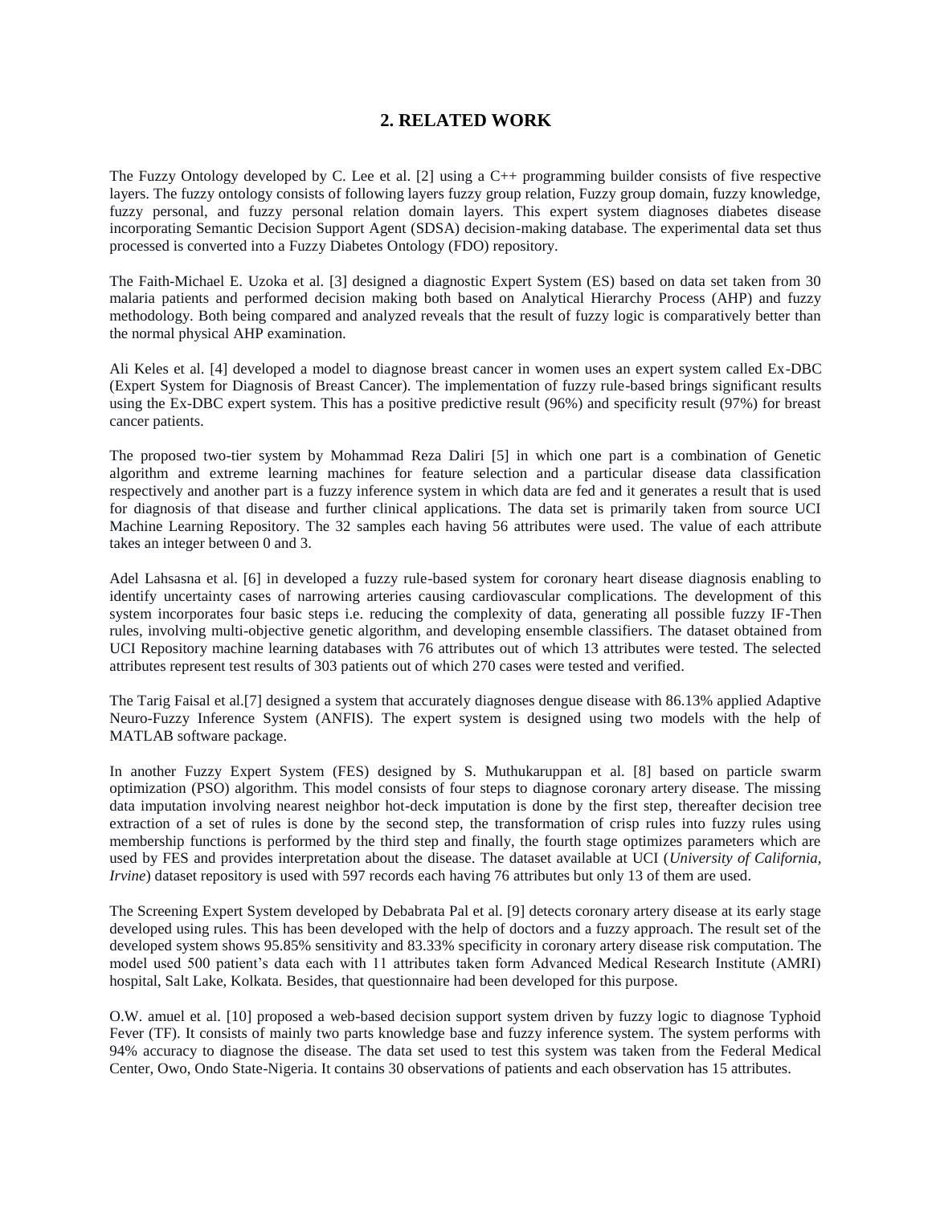## 2. RELATED WORK

The Fuzzy Ontology developed by C. Lee et al. [2] using a C++ programming builder consists of five respective layers. The fuzzy ontology consists of following layers fuzzy group relation, Fuzzy group domain, fuzzy knowledge, fuzzy personal, and fuzzy personal relation domain layers. This expert system diagnoses diabetes disease incorporating Semantic Decision Support Agent (SDSA) decision-making database. The experimental data set thus processed is converted into a Fuzzy Diabetes Ontology (FDO) repository.

The Faith-Michael E. Uzoka et al. [3] designed a diagnostic Expert System (ES) based on data set taken from 30 malaria patients and performed decision making both based on Analytical Hierarchy Process (AHP) and fuzzy methodology. Both being compared and analyzed reveals that the result of fuzzy logic is comparatively better than the normal physical AHP examination.

Ali Keles et al. [4] developed a model to diagnose breast cancer in women uses an expert system called Ex-DBC (Expert System for Diagnosis of Breast Cancer). The implementation of fuzzy rule-based brings significant results using the Ex-DBC expert system. This has a positive predictive result (96%) and specificity result (97%) for breast cancer patients.

The proposed two-tier system by Mohammad Reza Daliri [5] in which one part is a combination of Genetic algorithm and extreme learning machines for feature selection and a particular disease data classification respectively and another part is a fuzzy inference system in which data are fed and it generates a result that is used for diagnosis of that disease and further clinical applications. The data set is primarily taken from source UCI Machine Learning Repository. The 32 samples each having 56 attributes were used. The value of each attribute takes an integer between 0 and 3.

Adel Lahsasna et al. [6] in developed a fuzzy rule-based system for coronary heart disease diagnosis enabling to identify uncertainty cases of narrowing arteries causing cardiovascular complications. The development of this system incorporates four basic steps i.e. reducing the complexity of data, generating all possible fuzzy IF-Then rules, involving multi-objective genetic algorithm, and developing ensemble classifiers. The dataset obtained from UCI Repository machine learning databases with 76 attributes out of which 13 attributes were tested. The selected attributes represent test results of 303 patients out of which 270 cases were tested and verified.

The Tarig Faisal et al.[7] designed a system that accurately diagnoses dengue disease with 86.13% applied Adaptive Neuro-Fuzzy Inference System (ANFIS). The expert system is designed using two models with the help of MATLAB software package.

In another Fuzzy Expert System (FES) designed by S. Muthukaruppan et al. [8] based on particle swarm optimization (PSO) algorithm. This model consists of four steps to diagnose coronary artery disease. The missing data imputation involving nearest neighbor hot-deck imputation is done by the first step, thereafter decision tree extraction of a set of rules is done by the second step, the transformation of crisp rules into fuzzy rules using membership functions is performed by the third step and finally, the fourth stage optimizes parameters which are used by FES and provides interpretation about the disease. The dataset available at UCI (*University of California, Irvine*) dataset repository is used with 597 records each having 76 attributes but only 13 of them are used.

The Screening Expert System developed by Debabrata Pal et al. [9] detects coronary artery disease at its early stage developed using rules. This has been developed with the help of doctors and a fuzzy approach. The result set of the developed system shows 95.85% sensitivity and 83.33% specificity in coronary artery disease risk computation. The model used 500 patient's data each with 11 attributes taken form Advanced Medical Research Institute (AMRI) hospital, Salt Lake, Kolkata. Besides, that questionnaire had been developed for this purpose.

O.W. amuel et al. [10] proposed a web-based decision support system driven by fuzzy logic to diagnose Typhoid Fever (TF). It consists of mainly two parts knowledge base and fuzzy inference system. The system performs with 94% accuracy to diagnose the disease. The data set used to test this system was taken from the Federal Medical Center, Owo, Ondo State-Nigeria. It contains 30 observations of patients and each observation has 15 attributes.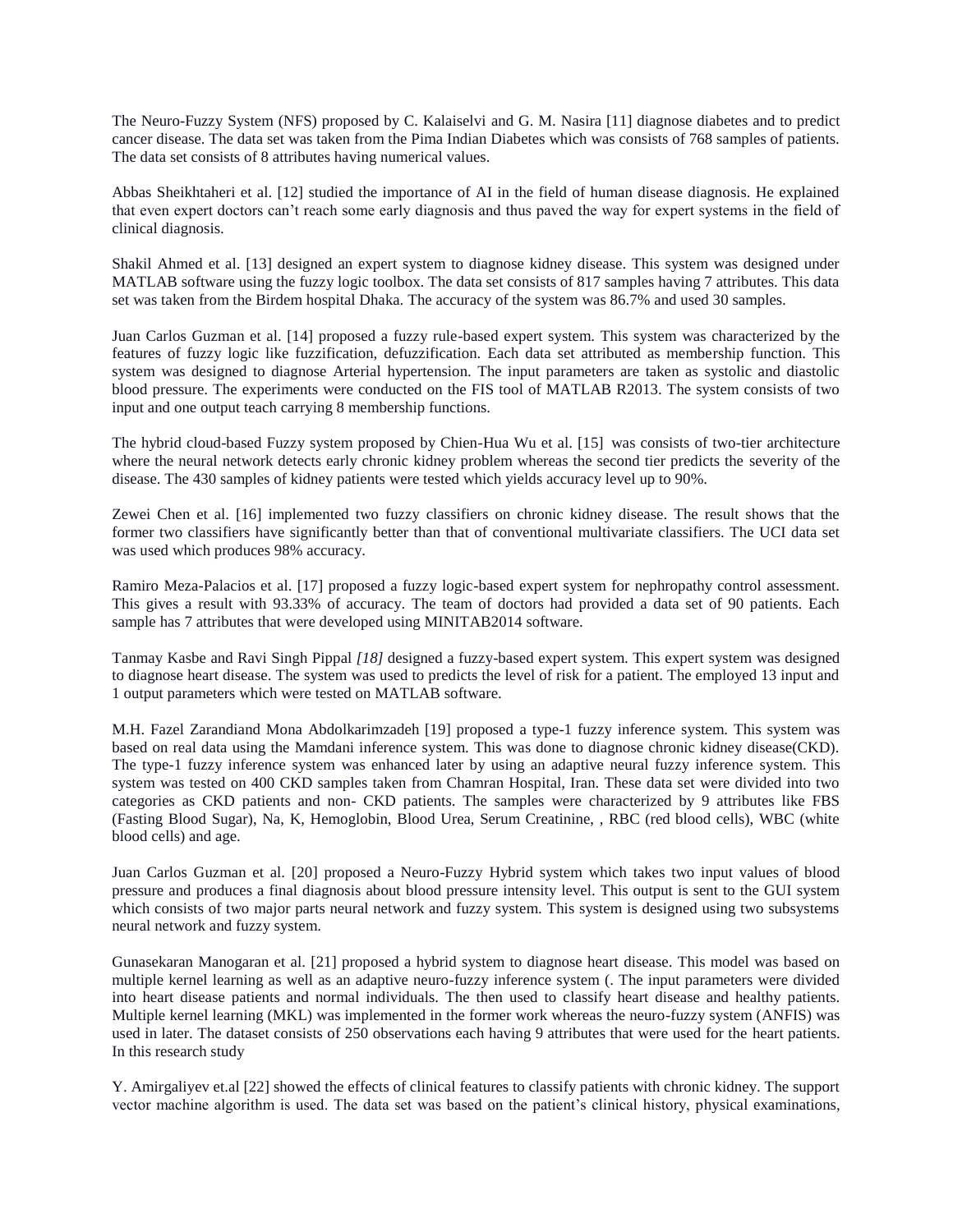The Neuro-Fuzzy System (NFS) proposed by C. Kalaiselvi and G. M. Nasira [11] diagnose diabetes and to predict cancer disease. The data set was taken from the Pima Indian Diabetes which was consists of 768 samples of patients. The data set consists of 8 attributes having numerical values.

Abbas Sheikhtaheri et al. [12] studied the importance of AI in the field of human disease diagnosis. He explained that even expert doctors can't reach some early diagnosis and thus paved the way for expert systems in the field of clinical diagnosis.

Shakil Ahmed et al. [13] designed an expert system to diagnose kidney disease. This system was designed under MATLAB software using the fuzzy logic toolbox. The data set consists of 817 samples having 7 attributes. This data set was taken from the Birdem hospital Dhaka. The accuracy of the system was 86.7% and used 30 samples.

Juan Carlos Guzman et al. [14] proposed a fuzzy rule-based expert system. This system was characterized by the features of fuzzy logic like fuzzification, defuzzification. Each data set attributed as membership function. This system was designed to diagnose Arterial hypertension. The input parameters are taken as systolic and diastolic blood pressure. The experiments were conducted on the FIS tool of MATLAB R2013. The system consists of two input and one output teach carrying 8 membership functions.

The hybrid cloud-based Fuzzy system proposed by Chien-Hua Wu et al. [15] was consists of two-tier architecture where the neural network detects early chronic kidney problem whereas the second tier predicts the severity of the disease. The 430 samples of kidney patients were tested which yields accuracy level up to 90%.

Zewei Chen et al. [16] implemented two fuzzy classifiers on chronic kidney disease. The result shows that the former two classifiers have significantly better than that of conventional multivariate classifiers. The UCI data set was used which produces 98% accuracy.

Ramiro Meza-Palacios et al. [17] proposed a fuzzy logic-based expert system for nephropathy control assessment. This gives a result with 93.33% of accuracy. The team of doctors had provided a data set of 90 patients. Each sample has 7 attributes that were developed using MINITAB2014 software.

Tanmay Kasbe and Ravi Singh Pippal *[18]* designed a fuzzy-based expert system. This expert system was designed to diagnose heart disease. The system was used to predicts the level of risk for a patient. The employed 13 input and 1 output parameters which were tested on MATLAB software.

M.H. Fazel Zarandiand Mona Abdolkarimzadeh [19] proposed a type-1 fuzzy inference system. This system was based on real data using the Mamdani inference system. This was done to diagnose chronic kidney disease(CKD). The type-1 fuzzy inference system was enhanced later by using an adaptive neural fuzzy inference system. This system was tested on 400 CKD samples taken from Chamran Hospital, Iran. These data set were divided into two categories as CKD patients and non- CKD patients. The samples were characterized by 9 attributes like FBS (Fasting Blood Sugar), Na, K, Hemoglobin, Blood Urea, Serum Creatinine, , RBC (red blood cells), WBC (white blood cells) and age.

Juan Carlos Guzman et al. [20] proposed a Neuro-Fuzzy Hybrid system which takes two input values of blood pressure and produces a final diagnosis about blood pressure intensity level. This output is sent to the GUI system which consists of two major parts neural network and fuzzy system. This system is designed using two subsystems neural network and fuzzy system.

Gunasekaran Manogaran et al. [21] proposed a hybrid system to diagnose heart disease. This model was based on multiple kernel learning as well as an adaptive neuro-fuzzy inference system (. The input parameters were divided into heart disease patients and normal individuals. The then used to classify heart disease and healthy patients. Multiple kernel learning (MKL) was implemented in the former work whereas the neuro-fuzzy system (ANFIS) was used in later. The dataset consists of 250 observations each having 9 attributes that were used for the heart patients. In this research study

Y. Amirgaliyev et.al [22] showed the effects of clinical features to classify patients with chronic kidney. The support vector machine algorithm is used. The data set was based on the patient's clinical history, physical examinations,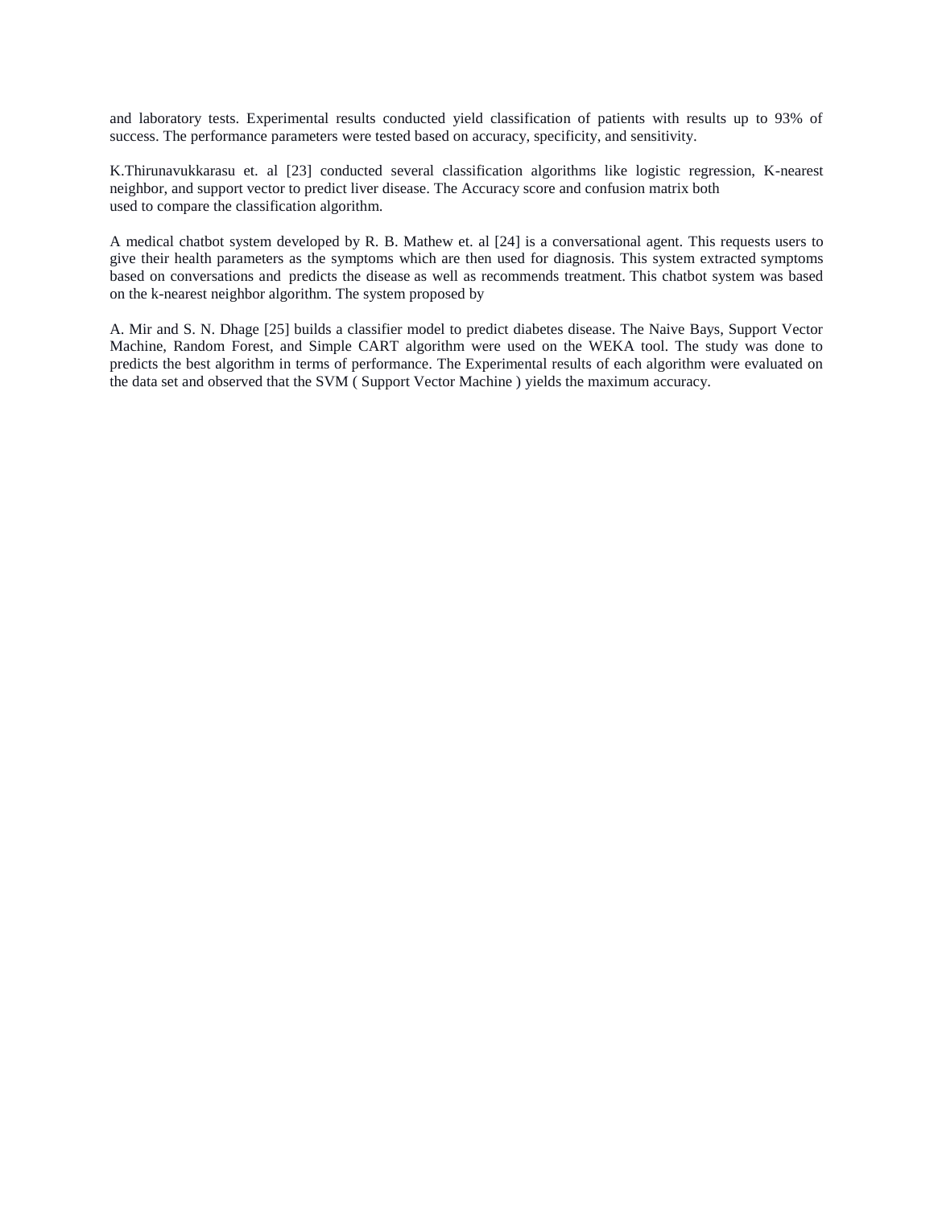and laboratory tests. Experimental results conducted yield classification of patients with results up to 93% of success. The performance parameters were tested based on accuracy, specificity, and sensitivity.

K.Thirunavukkarasu et. al [23] conducted several classification algorithms like logistic regression, K-nearest neighbor, and support vector to predict liver disease. The Accuracy score and confusion matrix both used to compare the classification algorithm.

A medical chatbot system developed by R. B. Mathew et. al [24] is a conversational agent. This requests users to give their health parameters as the symptoms which are then used for diagnosis. This system extracted symptoms based on conversations and predicts the disease as well as recommends treatment. This chatbot system was based on the k-nearest neighbor algorithm. The system proposed by

A. Mir and S. N. Dhage [25] builds a classifier model to predict diabetes disease. The Naive Bays, Support Vector Machine, Random Forest, and Simple CART algorithm were used on the WEKA tool. The study was done to predicts the best algorithm in terms of performance. The Experimental results of each algorithm were evaluated on the data set and observed that the SVM ( Support Vector Machine ) yields the maximum accuracy.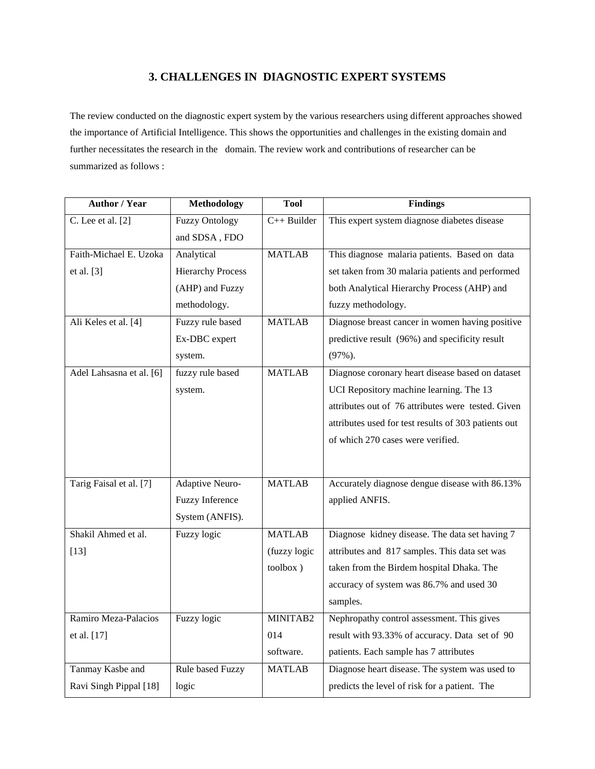## 3. CHALLENGES IN DIAGNOSTIC EXPERT SYSTEMS

The review conducted on the diagnostic expert system by the various researchers using different approaches showed the importance of Artificial Intelligence. This shows the opportunities and challenges in the existing domain and further necessitates the research in the domain. The review work and contributions of researcher can be summarized as follows :

| Author / Year | Methodology | Tool | Findings |
|---|---|---|---|
| C. Lee et al. [2] | Fuzzy Ontology and SDSA , FDO | C++ Builder | This expert system diagnose diabetes disease |
| Faith-Michael E. Uzoka et al. [3] | Analytical Hierarchy Process (AHP) and Fuzzy methodology. | MATLAB | This diagnose malaria patients. Based on data set taken from 30 malaria patients and performed both Analytical Hierarchy Process (AHP) and fuzzy methodology. |
| Ali Keles et al. [4] | Fuzzy rule based Ex-DBC expert system. | MATLAB | Diagnose breast cancer in women having positive predictive result (96%) and specificity result (97%). |
| Adel Lahsasna et al. [6] | fuzzy rule based system. | MATLAB | Diagnose coronary heart disease based on dataset UCI Repository machine learning. The 13 attributes out of 76 attributes were tested. Given attributes used for test results of 303 patients out of which 270 cases were verified. |
| Tarig Faisal et al. [7] | Adaptive Neuro-Fuzzy Inference System (ANFIS). | MATLAB | Accurately diagnose dengue disease with 86.13% applied ANFIS. |
| Shakil Ahmed et al. [13] | Fuzzy logic | MATLAB (fuzzy logic toolbox ) | Diagnose kidney disease. The data set having 7 attributes and 817 samples. This data set was taken from the Birdem hospital Dhaka. The accuracy of system was 86.7% and used 30 samples. |
| Ramiro Meza-Palacios et al. [17] | Fuzzy logic | MINITAB2014 software. | Nephropathy control assessment. This gives result with 93.33% of accuracy. Data set of 90 patients. Each sample has 7 attributes |
| Tanmay Kasbe and Ravi Singh Pippal [18] | Rule based Fuzzy logic | MATLAB | Diagnose heart disease. The system was used to predicts the level of risk for a patient. The |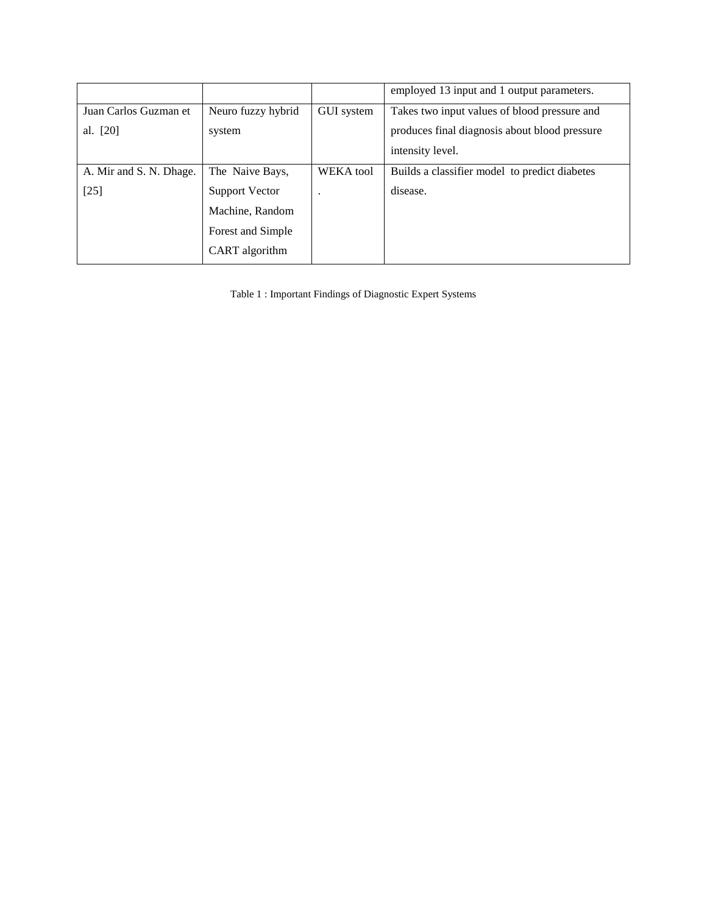| | | | employed 13 input and 1 output parameters. |
|---|---|---|---|
| Juan Carlos Guzman et al. [20] | Neuro fuzzy hybrid system | GUI system | Takes two input values of blood pressure and produces final diagnosis about blood pressure intensity level. |
| A. Mir and S. N. Dhage. [25] | The Naive Bays, Support Vector Machine, Random Forest and Simple CART algorithm | WEKA tool . | Builds a classifier model to predict diabetes disease. |

Table 1 : Important Findings of Diagnostic Expert Systems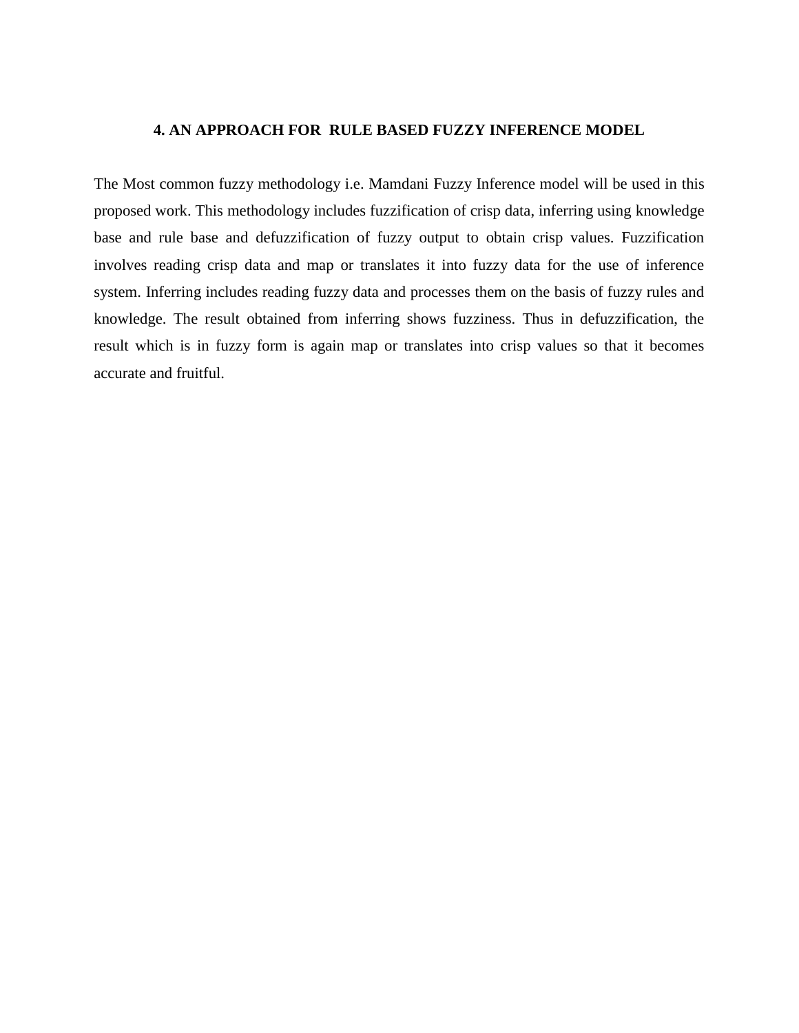## 4. AN APPROACH FOR RULE BASED FUZZY INFERENCE MODEL

The Most common fuzzy methodology i.e. Mamdani Fuzzy Inference model will be used in this proposed work. This methodology includes fuzzification of crisp data, inferring using knowledge base and rule base and defuzzification of fuzzy output to obtain crisp values. Fuzzification involves reading crisp data and map or translates it into fuzzy data for the use of inference system. Inferring includes reading fuzzy data and processes them on the basis of fuzzy rules and knowledge. The result obtained from inferring shows fuzziness. Thus in defuzzification, the result which is in fuzzy form is again map or translates into crisp values so that it becomes accurate and fruitful.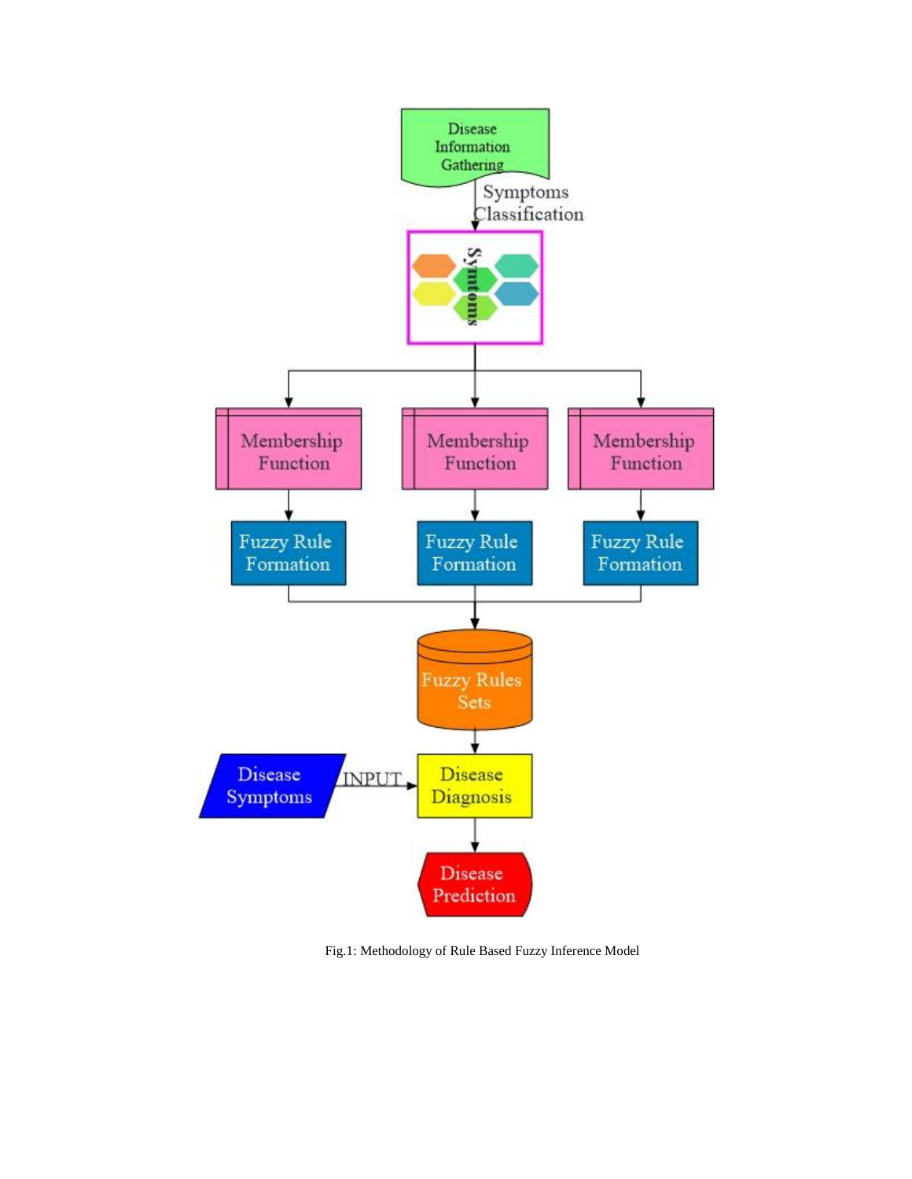Fig.1: Methodology of Rule Based Fuzzy Inference Model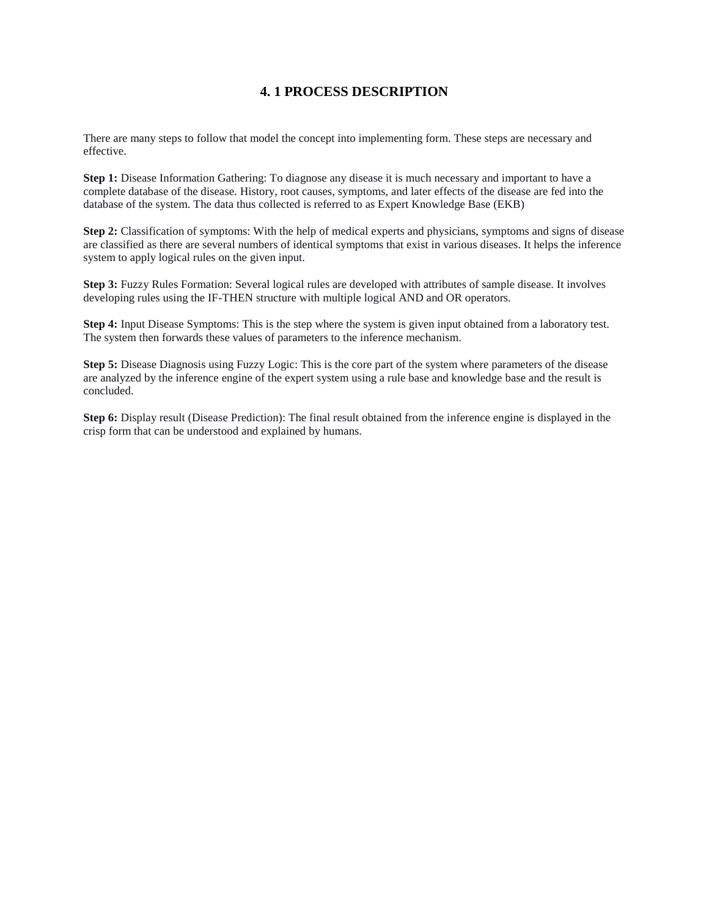## 4. 1 PROCESS DESCRIPTION

There are many steps to follow that model the concept into implementing form. These steps are necessary and effective.

**Step 1:** Disease Information Gathering: To diagnose any disease it is much necessary and important to have a complete database of the disease. History, root causes, symptoms, and later effects of the disease are fed into the database of the system. The data thus collected is referred to as Expert Knowledge Base (EKB)

**Step 2:** Classification of symptoms: With the help of medical experts and physicians, symptoms and signs of disease are classified as there are several numbers of identical symptoms that exist in various diseases. It helps the inference system to apply logical rules on the given input.

**Step 3:** Fuzzy Rules Formation: Several logical rules are developed with attributes of sample disease. It involves developing rules using the IF-THEN structure with multiple logical AND and OR operators.

**Step 4:** Input Disease Symptoms: This is the step where the system is given input obtained from a laboratory test. The system then forwards these values of parameters to the inference mechanism.

**Step 5:** Disease Diagnosis using Fuzzy Logic: This is the core part of the system where parameters of the disease are analyzed by the inference engine of the expert system using a rule base and knowledge base and the result is concluded.

**Step 6:** Display result (Disease Prediction): The final result obtained from the inference engine is displayed in the crisp form that can be understood and explained by humans.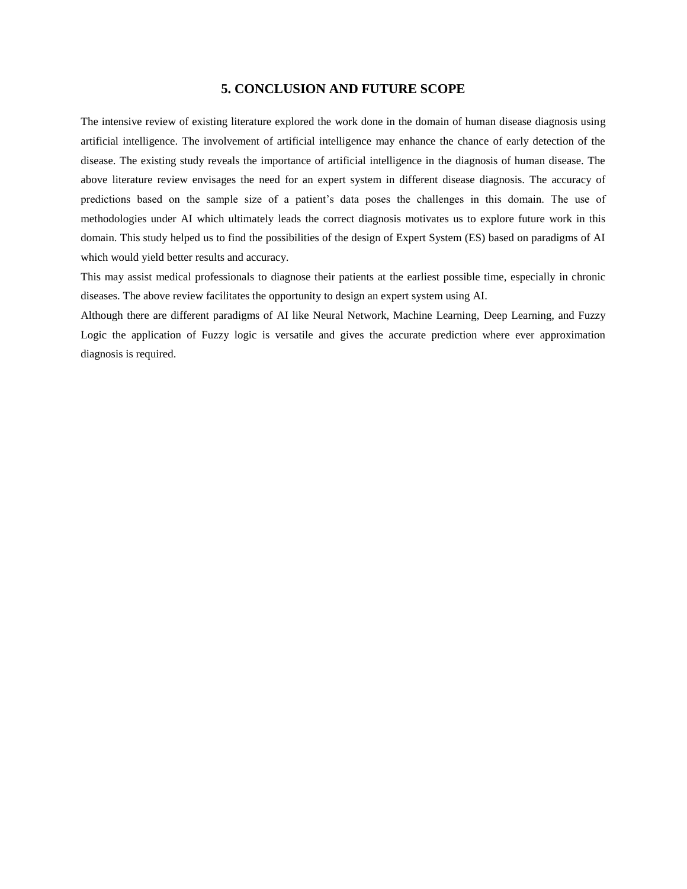## 5. CONCLUSION AND FUTURE SCOPE

The intensive review of existing literature explored the work done in the domain of human disease diagnosis using artificial intelligence. The involvement of artificial intelligence may enhance the chance of early detection of the disease. The existing study reveals the importance of artificial intelligence in the diagnosis of human disease. The above literature review envisages the need for an expert system in different disease diagnosis. The accuracy of predictions based on the sample size of a patient's data poses the challenges in this domain. The use of methodologies under AI which ultimately leads the correct diagnosis motivates us to explore future work in this domain. This study helped us to find the possibilities of the design of Expert System (ES) based on paradigms of AI which would yield better results and accuracy.

This may assist medical professionals to diagnose their patients at the earliest possible time, especially in chronic diseases. The above review facilitates the opportunity to design an expert system using AI.

Although there are different paradigms of AI like Neural Network, Machine Learning, Deep Learning, and Fuzzy Logic the application of Fuzzy logic is versatile and gives the accurate prediction where ever approximation diagnosis is required.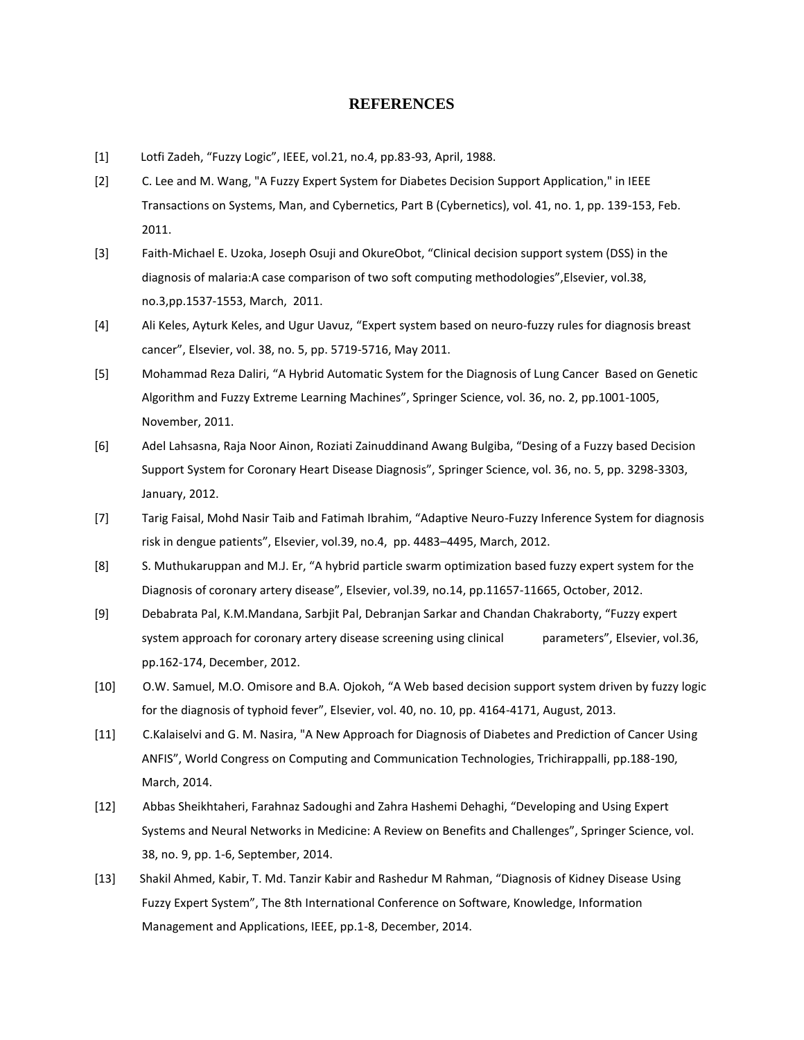# REFERENCES

[1] Lotfi Zadeh, “Fuzzy Logic”, IEEE, vol.21, no.4, pp.83-93, April, 1988.

[2] C. Lee and M. Wang, "A Fuzzy Expert System for Diabetes Decision Support Application," in IEEE Transactions on Systems, Man, and Cybernetics, Part B (Cybernetics), vol. 41, no. 1, pp. 139-153, Feb. 2011.

[3] Faith-Michael E. Uzoka, Joseph Osuji and OkureObot, “Clinical decision support system (DSS) in the diagnosis of malaria:A case comparison of two soft computing methodologies”,Elsevier, vol.38, no.3,pp.1537-1553, March, 2011.

[4] Ali Keles, Ayturk Keles, and Ugur Uavuz, “Expert system based on neuro-fuzzy rules for diagnosis breast cancer”, Elsevier, vol. 38, no. 5, pp. 5719-5716, May 2011.

[5] Mohammad Reza Daliri, “A Hybrid Automatic System for the Diagnosis of Lung Cancer Based on Genetic Algorithm and Fuzzy Extreme Learning Machines”, Springer Science, vol. 36, no. 2, pp.1001-1005, November, 2011.

[6] Adel Lahsasna, Raja Noor Ainon, Roziati Zainuddinand Awang Bulgiba, “Desing of a Fuzzy based Decision Support System for Coronary Heart Disease Diagnosis”, Springer Science, vol. 36, no. 5, pp. 3298-3303, January, 2012.

[7] Tarig Faisal, Mohd Nasir Taib and Fatimah Ibrahim, “Adaptive Neuro-Fuzzy Inference System for diagnosis risk in dengue patients”, Elsevier, vol.39, no.4, pp. 4483–4495, March, 2012.

[8] S. Muthukaruppan and M.J. Er, “A hybrid particle swarm optimization based fuzzy expert system for the Diagnosis of coronary artery disease”, Elsevier, vol.39, no.14, pp.11657-11665, October, 2012.

[9] Debabrata Pal, K.M.Mandana, Sarbjit Pal, Debranjan Sarkar and Chandan Chakraborty, “Fuzzy expert system approach for coronary artery disease screening using clinical parameters”, Elsevier, vol.36, pp.162-174, December, 2012.

[10] O.W. Samuel, M.O. Omisore and B.A. Ojokoh, “A Web based decision support system driven by fuzzy logic for the diagnosis of typhoid fever”, Elsevier, vol. 40, no. 10, pp. 4164-4171, August, 2013.

[11] C.Kalaiselvi and G. M. Nasira, "A New Approach for Diagnosis of Diabetes and Prediction of Cancer Using ANFIS”, World Congress on Computing and Communication Technologies, Trichirappalli, pp.188-190, March, 2014.

[12] Abbas Sheikhtaheri, Farahnaz Sadoughi and Zahra Hashemi Dehaghi, “Developing and Using Expert Systems and Neural Networks in Medicine: A Review on Benefits and Challenges”, Springer Science, vol. 38, no. 9, pp. 1-6, September, 2014.

[13] Shakil Ahmed, Kabir, T. Md. Tanzir Kabir and Rashedur M Rahman, “Diagnosis of Kidney Disease Using Fuzzy Expert System”, The 8th International Conference on Software, Knowledge, Information Management and Applications, IEEE, pp.1-8, December, 2014.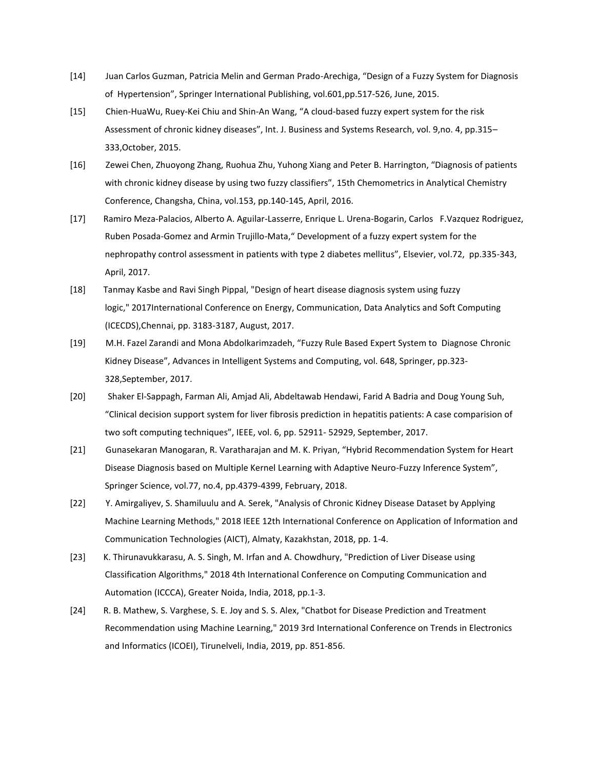[14] Juan Carlos Guzman, Patricia Melin and German Prado-Arechiga, “Design of a Fuzzy System for Diagnosis of Hypertension”, Springer International Publishing, vol.601,pp.517-526, June, 2015.

[15] Chien-HuaWu, Ruey-Kei Chiu and Shin-An Wang, “A cloud-based fuzzy expert system for the risk Assessment of chronic kidney diseases”, Int. J. Business and Systems Research, vol. 9,no. 4, pp.315–333,October, 2015.

[16] Zewei Chen, Zhuoyong Zhang, Ruohua Zhu, Yuhong Xiang and Peter B. Harrington, “Diagnosis of patients with chronic kidney disease by using two fuzzy classifiers”, 15th Chemometrics in Analytical Chemistry Conference, Changsha, China, vol.153, pp.140-145, April, 2016.

[17] Ramiro Meza-Palacios, Alberto A. Aguilar-Lasserre, Enrique L. Urena-Bogarin, Carlos F.Vazquez Rodriguez, Ruben Posada-Gomez and Armin Trujillo-Mata,“ Development of a fuzzy expert system for the nephropathy control assessment in patients with type 2 diabetes mellitus”, Elsevier, vol.72, pp.335-343, April, 2017.

[18] Tanmay Kasbe and Ravi Singh Pippal, "Design of heart disease diagnosis system using fuzzy logic," 2017International Conference on Energy, Communication, Data Analytics and Soft Computing (ICECDS),Chennai, pp. 3183-3187, August, 2017.

[19] M.H. Fazel Zarandi and Mona Abdolkarimzadeh, “Fuzzy Rule Based Expert System to Diagnose Chronic Kidney Disease”, Advances in Intelligent Systems and Computing, vol. 648, Springer, pp.323-328,September, 2017.

[20] Shaker El-Sappagh, Farman Ali, Amjad Ali, Abdeltawab Hendawi, Farid A Badria and Doug Young Suh, “Clinical decision support system for liver fibrosis prediction in hepatitis patients: A case comparision of two soft computing techniques”, IEEE, vol. 6, pp. 52911- 52929, September, 2017.

[21] Gunasekaran Manogaran, R. Varatharajan and M. K. Priyan, “Hybrid Recommendation System for Heart Disease Diagnosis based on Multiple Kernel Learning with Adaptive Neuro-Fuzzy Inference System”, Springer Science, vol.77, no.4, pp.4379-4399, February, 2018.

[22] Y. Amirgaliyev, S. Shamiluulu and A. Serek, "Analysis of Chronic Kidney Disease Dataset by Applying Machine Learning Methods," 2018 IEEE 12th International Conference on Application of Information and Communication Technologies (AICT), Almaty, Kazakhstan, 2018, pp. 1-4.

[23] K. Thirunavukkarasu, A. S. Singh, M. Irfan and A. Chowdhury, "Prediction of Liver Disease using Classification Algorithms," 2018 4th International Conference on Computing Communication and Automation (ICCCA), Greater Noida, India, 2018, pp.1-3.

[24] R. B. Mathew, S. Varghese, S. E. Joy and S. S. Alex, "Chatbot for Disease Prediction and Treatment Recommendation using Machine Learning," 2019 3rd International Conference on Trends in Electronics and Informatics (ICOEI), Tirunelveli, India, 2019, pp. 851-856.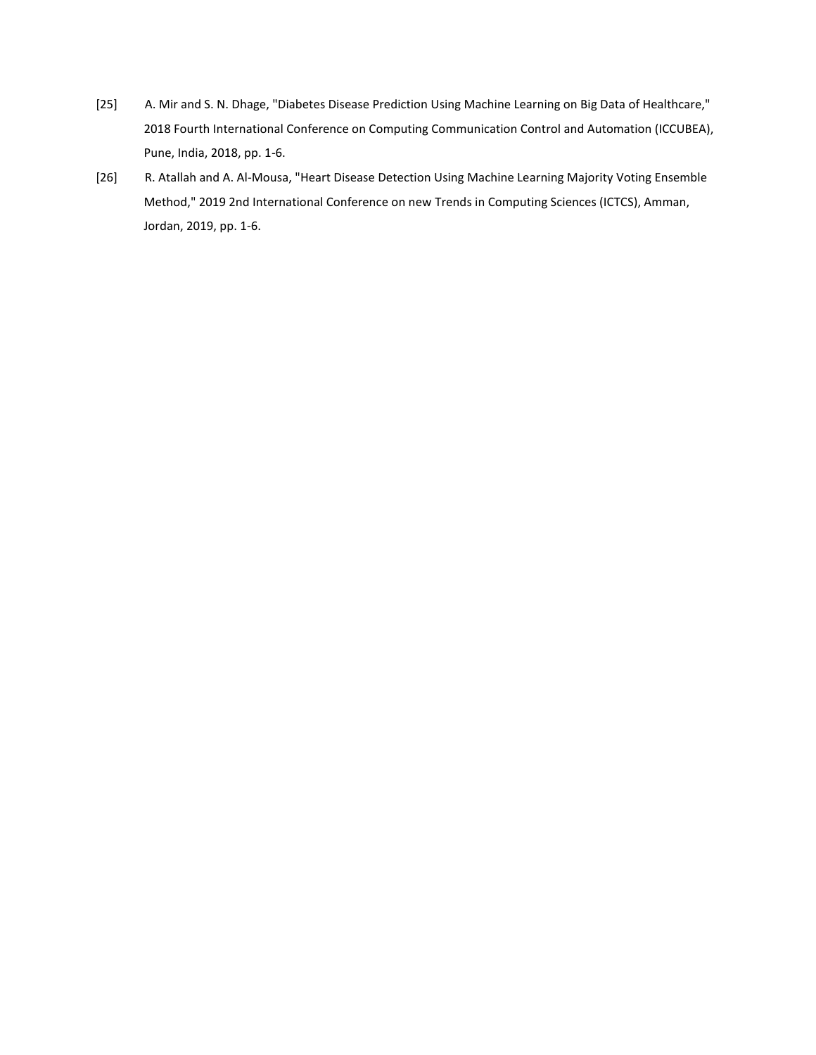[25] A. Mir and S. N. Dhage, "Diabetes Disease Prediction Using Machine Learning on Big Data of Healthcare," 2018 Fourth International Conference on Computing Communication Control and Automation (ICCUBEA), Pune, India, 2018, pp. 1-6.

[26] R. Atallah and A. Al-Mousa, "Heart Disease Detection Using Machine Learning Majority Voting Ensemble Method," 2019 2nd International Conference on new Trends in Computing Sciences (ICTCS), Amman, Jordan, 2019, pp. 1-6.